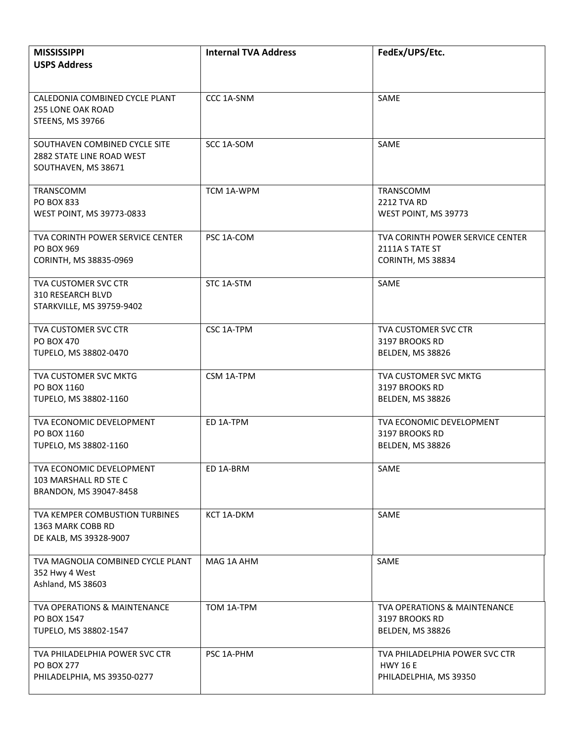| MISSISSIPPI<br>USPS Address | Internal TVA Address | FedEx/UPS/Etc. |
|---|---|---|
| CALEDONIA COMBINED CYCLE PLANT<br>255 LONE OAK ROAD<br>STEENS, MS 39766 | CCC 1A-SNM | SAME |
| SOUTHAVEN COMBINED CYCLE SITE<br>2882 STATE LINE ROAD WEST<br>SOUTHAVEN, MS 38671 | SCC 1A-SOM | SAME |
| TRANSCOMM<br>PO BOX 833<br>WEST POINT, MS 39773-0833 | TCM 1A-WPM | TRANSCOMM<br>2212 TVA RD<br>WEST POINT, MS 39773 |
| TVA CORINTH POWER SERVICE CENTER<br>PO BOX 969<br>CORINTH, MS 38835-0969 | PSC 1A-COM | TVA CORINTH POWER SERVICE CENTER<br>2111A S TATE ST<br>CORINTH, MS 38834 |
| TVA CUSTOMER SVC CTR<br>310 RESEARCH BLVD<br>STARKVILLE, MS 39759-9402 | STC 1A-STM | SAME |
| TVA CUSTOMER SVC CTR<br>PO BOX 470<br>TUPELO, MS 38802-0470 | CSC 1A-TPM | TVA CUSTOMER SVC CTR<br>3197 BROOKS RD<br>BELDEN, MS 38826 |
| TVA CUSTOMER SVC MKTG<br>PO BOX 1160<br>TUPELO, MS 38802-1160 | CSM 1A-TPM | TVA CUSTOMER SVC MKTG<br>3197 BROOKS RD<br>BELDEN, MS 38826 |
| TVA ECONOMIC DEVELOPMENT<br>PO BOX 1160<br>TUPELO, MS 38802-1160 | ED 1A-TPM | TVA ECONOMIC DEVELOPMENT<br>3197 BROOKS RD<br>BELDEN, MS 38826 |
| TVA ECONOMIC DEVELOPMENT<br>103 MARSHALL RD STE C<br>BRANDON, MS 39047-8458 | ED 1A-BRM | SAME |
| TVA KEMPER COMBUSTION TURBINES<br>1363 MARK COBB RD<br>DE KALB, MS 39328-9007 | KCT 1A-DKM | SAME |
| TVA MAGNOLIA COMBINED CYCLE PLANT<br>352 Hwy 4 West<br>Ashland, MS 38603 | MAG 1A AHM | SAME |
| TVA OPERATIONS & MAINTENANCE<br>PO BOX 1547<br>TUPELO, MS 38802-1547 | TOM 1A-TPM | TVA OPERATIONS & MAINTENANCE<br>3197 BROOKS RD<br>BELDEN, MS 38826 |
| TVA PHILADELPHIA POWER SVC CTR<br>PO BOX 277<br>PHILADELPHIA, MS 39350-0277 | PSC 1A-PHM | TVA PHILADELPHIA POWER SVC CTR<br>HWY 16 E<br>PHILADELPHIA, MS 39350 |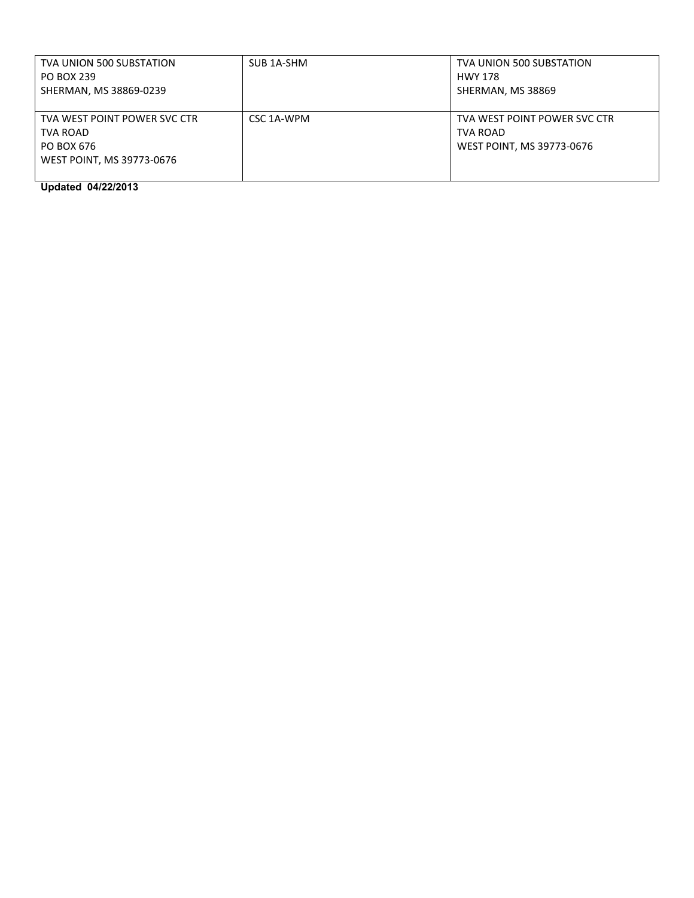| | | |
|---|---|---|
| TVA UNION 500 SUBSTATION<br>PO BOX 239<br>SHERMAN, MS 38869-0239 | SUB 1A-SHM | TVA UNION 500 SUBSTATION<br>HWY 178<br>SHERMAN, MS 38869 |
| TVA WEST POINT POWER SVC CTR<br>TVA ROAD<br>PO BOX 676<br>WEST POINT, MS 39773-0676 | CSC 1A-WPM | TVA WEST POINT POWER SVC CTR<br>TVA ROAD<br>WEST POINT, MS 39773-0676 |

**Updated 04/22/2013**